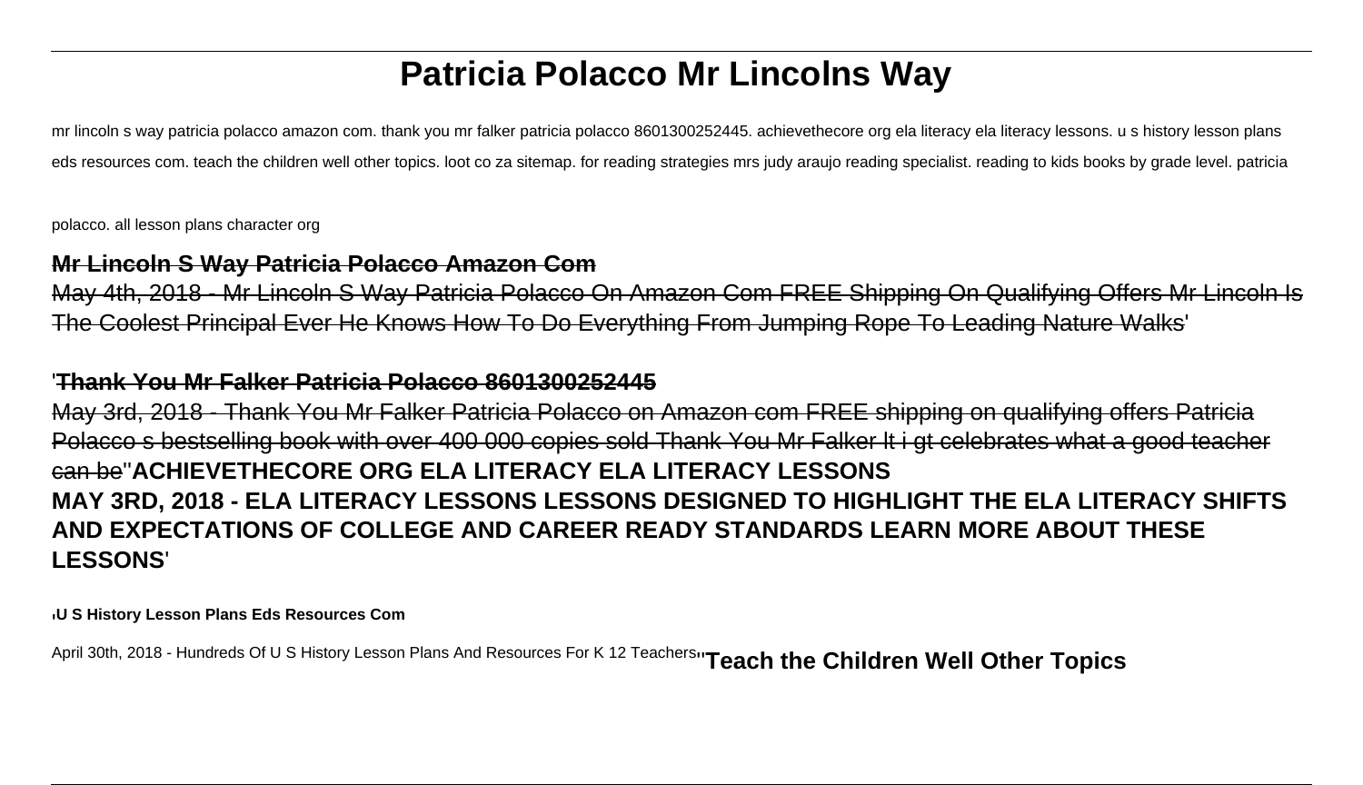# Patricia Polacco Mr Lincolns Way

mr lincoln s way patricia polacco amazon com. thank you mr falker patricia polacco 8601300252445. achievethecore org ela literacy ela literacy lessons. u s history lesson plans eds resources com. teach the children well other topics. loot co za sitemap. for reading strategies mrs judy araujo reading specialist. reading to kids books by grade level. patricia polacco. all lesson plans character org

**Mr Lincoln S Way Patricia Polacco Amazon Com**

May 4th, 2018 - Mr Lincoln S Way Patricia Polacco On Amazon Com FREE Shipping On Qualifying Offers Mr Lincoln Is The Coolest Principal Ever He Knows How To Do Everything From Jumping Rope To Leading Nature Walks'

'**Thank You Mr Falker Patricia Polacco 8601300252445**

May 3rd, 2018 - Thank You Mr Falker Patricia Polacco on Amazon com FREE shipping on qualifying offers Patricia Polacco s bestselling book with over 400 000 copies sold Thank You Mr Falker lt i gt celebrates what a good teacher can be''**ACHIEVETHECORE ORG ELA LITERACY ELA LITERACY LESSONS**

**MAY 3RD, 2018 - ELA LITERACY LESSONS LESSONS DESIGNED TO HIGHLIGHT THE ELA LITERACY SHIFTS AND EXPECTATIONS OF COLLEGE AND CAREER READY STANDARDS LEARN MORE ABOUT THESE LESSONS**'

'**U S History Lesson Plans Eds Resources Com**

April 30th, 2018 - Hundreds Of U S History Lesson Plans And Resources For K 12 Teachers''**Teach the Children Well Other Topics**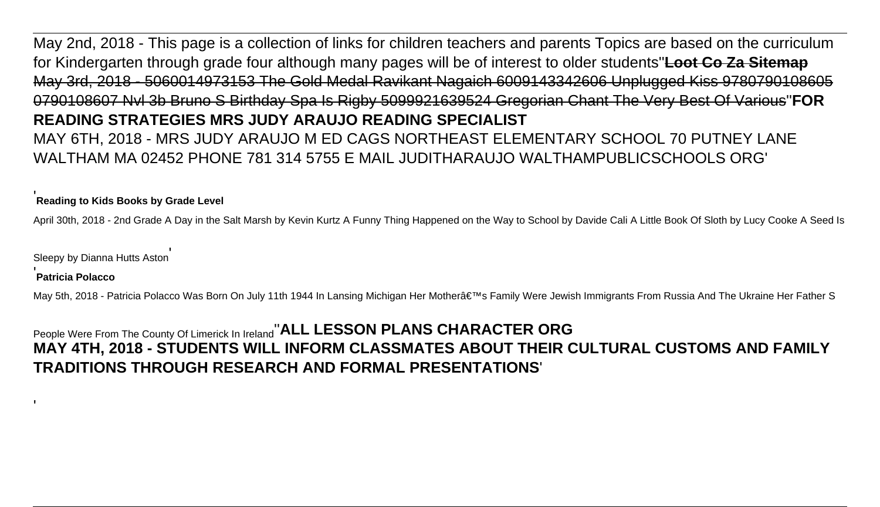May 2nd, 2018 - This page is a collection of links for children teachers and parents Topics are based on the curriculum for Kindergarten through grade four although many pages will be of interest to older students''**Loot Co Za Sitemap**

~~May 3rd, 2018 - 5060014973153 The Gold Medal Ravikant Nagaich 6009143342606 Unplugged Kiss 9780790108605 0790108607 Nvl 3b Bruno S Birthday Spa Is Rigby 5099921639524 Gregorian Chant The Very Best Of Various~~''**FOR READING STRATEGIES MRS JUDY ARAUJO READING SPECIALIST**

MAY 6TH, 2018 - MRS JUDY ARAUJO M ED CAGS NORTHEAST ELEMENTARY SCHOOL 70 PUTNEY LANE WALTHAM MA 02452 PHONE 781 314 5755 E MAIL JUDITHARAUJO WALTHAMPUBLICSCHOOLS ORG'

'**Reading to Kids Books by Grade Level**

April 30th, 2018 - 2nd Grade A Day in the Salt Marsh by Kevin Kurtz A Funny Thing Happened on the Way to School by Davide Cali A Little Book Of Sloth by Lucy Cooke A Seed Is Sleepy by Dianna Hutts Aston'

'**Patricia Polacco**

May 5th, 2018 - Patricia Polacco Was Born On July 11th 1944 In Lansing Michigan Her Motherâ€™s Family Were Jewish Immigrants From Russia And The Ukraine Her Father S People Were From The County Of Limerick In Ireland''**ALL LESSON PLANS CHARACTER ORG**

**MAY 4TH, 2018 - STUDENTS WILL INFORM CLASSMATES ABOUT THEIR CULTURAL CUSTOMS AND FAMILY TRADITIONS THROUGH RESEARCH AND FORMAL PRESENTATIONS**'

'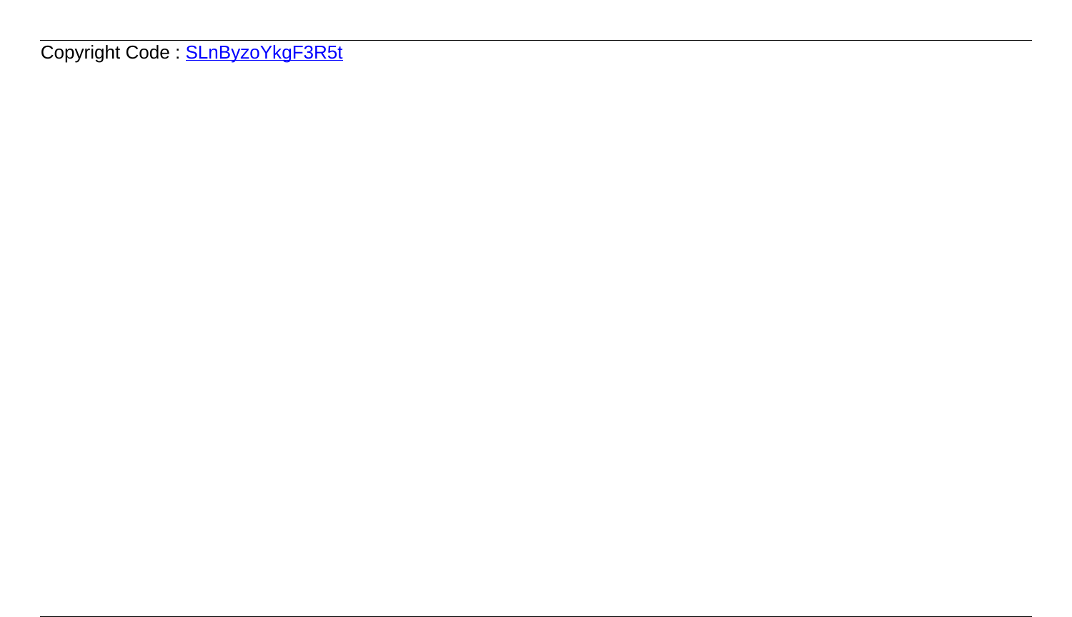Copyright Code : [SLnByzoYkgF3R5t]